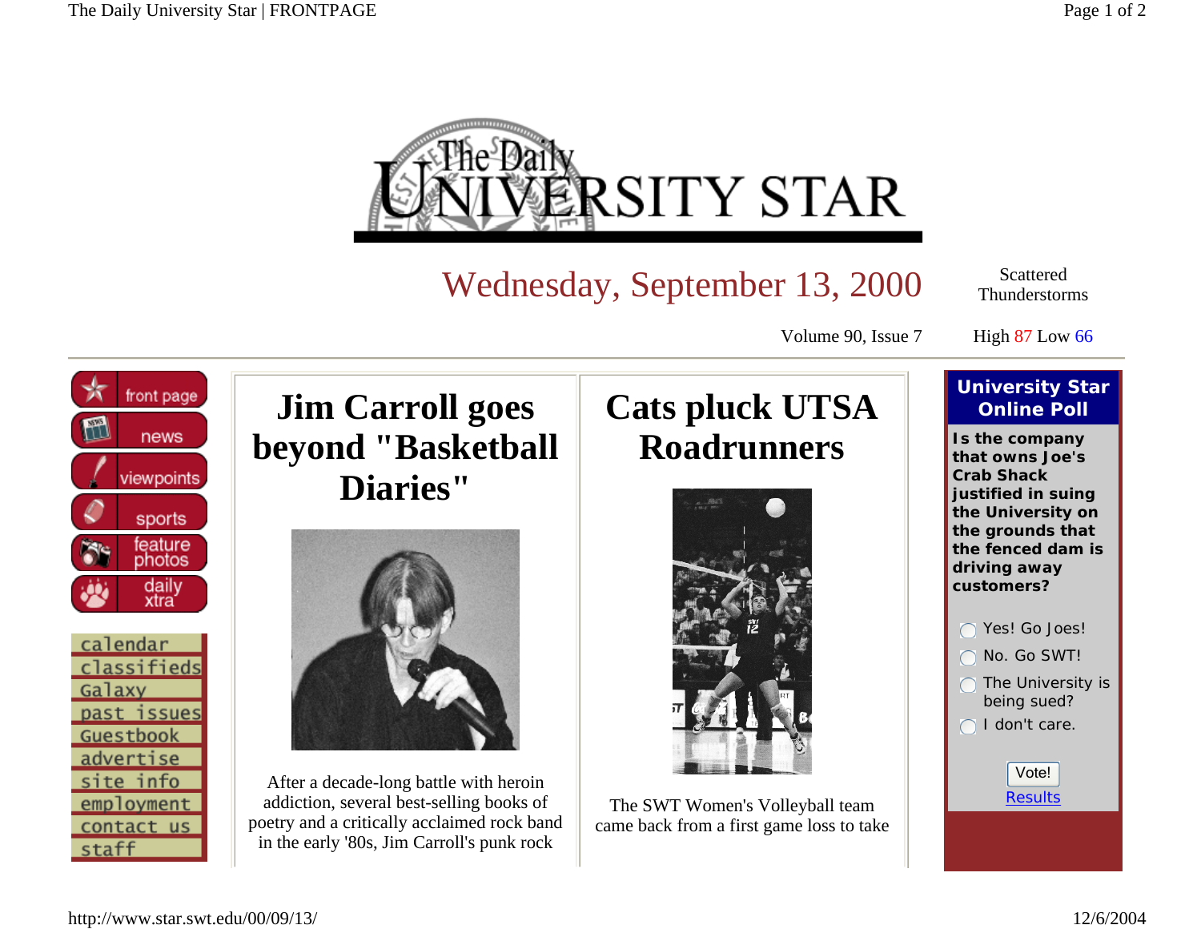# The Daily University Star

Wednesday, September 13, 2000

Volume 90, Issue 7

Scattered Thunderstorms

High 87 Low 66

- front page
- news
- viewpoints
- sports
- feature photos
- daily xtra

- calendar
- classifieds
- Galaxy
- past issues
- Guestbook
- advertise
- site info
- employment
- contact us
- staff

## Jim Carroll goes beyond "Basketball Diaries"

After a decade-long battle with heroin addiction, several best-selling books of poetry and a critically acclaimed rock band in the early '80s, Jim Carroll's punk rock

## Cats pluck UTSA Roadrunners

The SWT Women's Volleyball team came back from a first game loss to take

### University Star Online Poll

**Is the company that owns Joe's Crab Shack justified in suing the University on the grounds that the fenced dam is driving away customers?**

- Yes! Go Joes!
- No. Go SWT!
- The University is being sued?
- I don't care.

Vote!

Results

http://www.star.swt.edu/00/09/13/

12/6/2004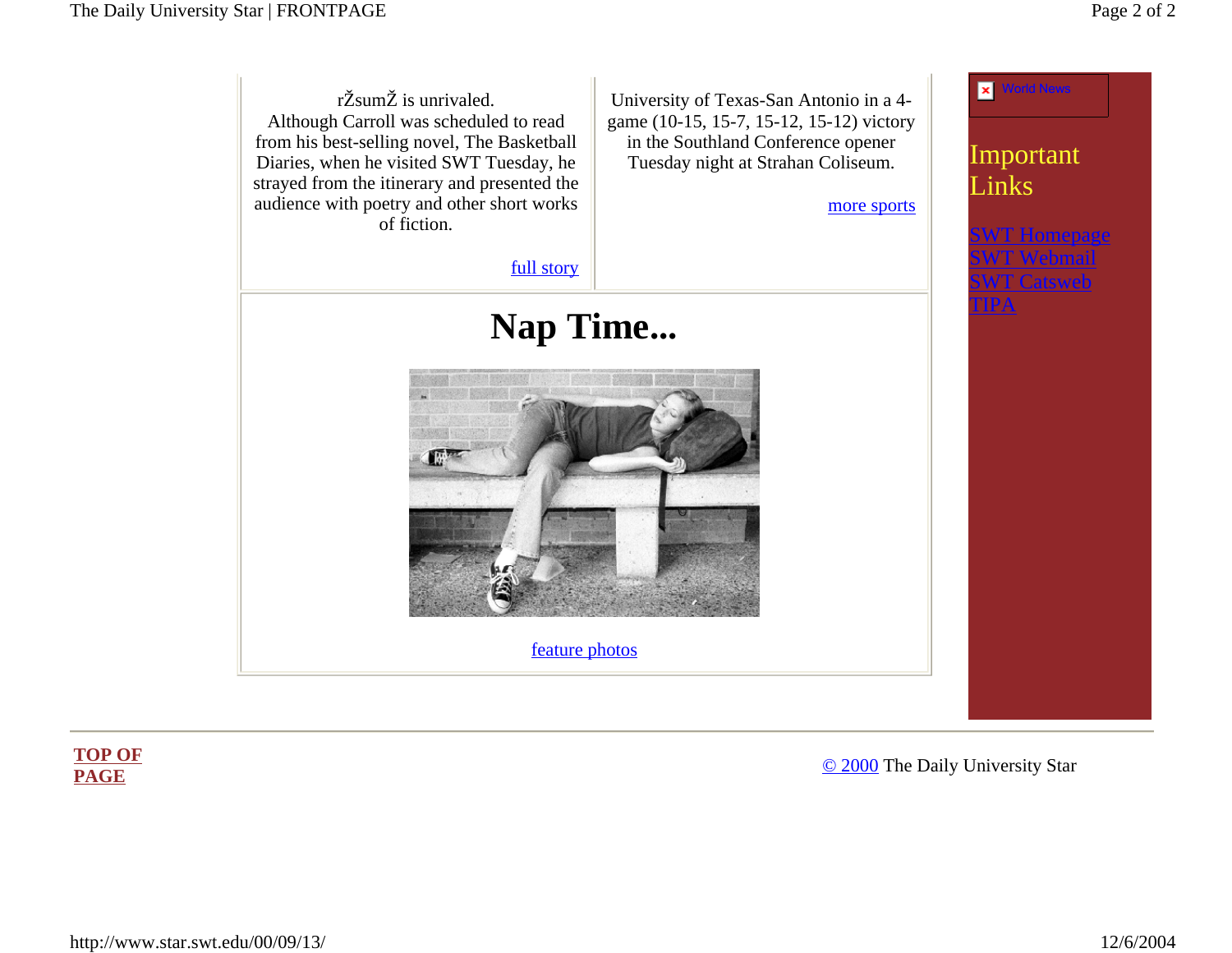rŽsumŽ is unrivaled.
Although Carroll was scheduled to read from his best-selling novel, The Basketball Diaries, when he visited SWT Tuesday, he strayed from the itinerary and presented the audience with poetry and other short works of fiction.

full story

University of Texas-San Antonio in a 4-game (10-15, 15-7, 15-12, 15-12) victory in the Southland Conference opener Tuesday night at Strahan Coliseum.

more sports

# Nap Time...

feature photos

World News

## Important Links

SWT Homepage
SWT Webmail
SWT Catsweb
TIPA

**TOP OF PAGE**

© 2000 The Daily University Star